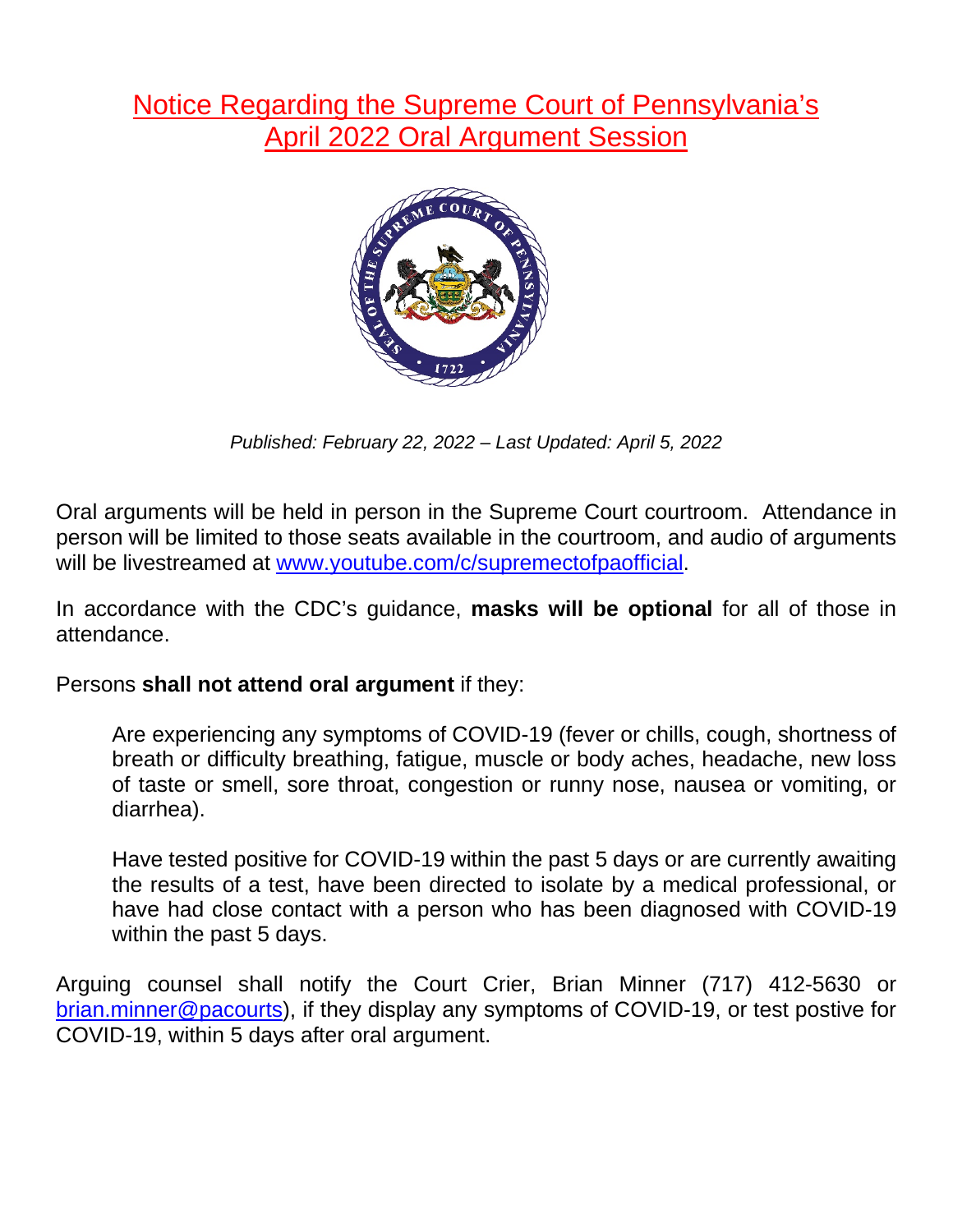# Notice Regarding the Supreme Court of Pennsylvania's April 2022 Oral Argument Session

*Published: February 22, 2022 – Last Updated: April 5, 2022*

Oral arguments will be held in person in the Supreme Court courtroom. Attendance in person will be limited to those seats available in the courtroom, and audio of arguments will be livestreamed at [www.youtube.com/c/supremectofpaofficial](http://www.youtube.com/c/supremectofpaofficial).

In accordance with the CDC's guidance, **masks will be optional** for all of those in attendance.

Persons **shall not attend oral argument** if they:

> Are experiencing any symptoms of COVID-19 (fever or chills, cough, shortness of breath or difficulty breathing, fatigue, muscle or body aches, headache, new loss of taste or smell, sore throat, congestion or runny nose, nausea or vomiting, or diarrhea).
>
> Have tested positive for COVID-19 within the past 5 days or are currently awaiting the results of a test, have been directed to isolate by a medical professional, or have had close contact with a person who has been diagnosed with COVID-19 within the past 5 days.

Arguing counsel shall notify the Court Crier, Brian Minner (717) 412-5630 or [brian.minner@pacourts](mailto:brian.minner@pacourts)), if they display any symptoms of COVID-19, or test postive for COVID-19, within 5 days after oral argument.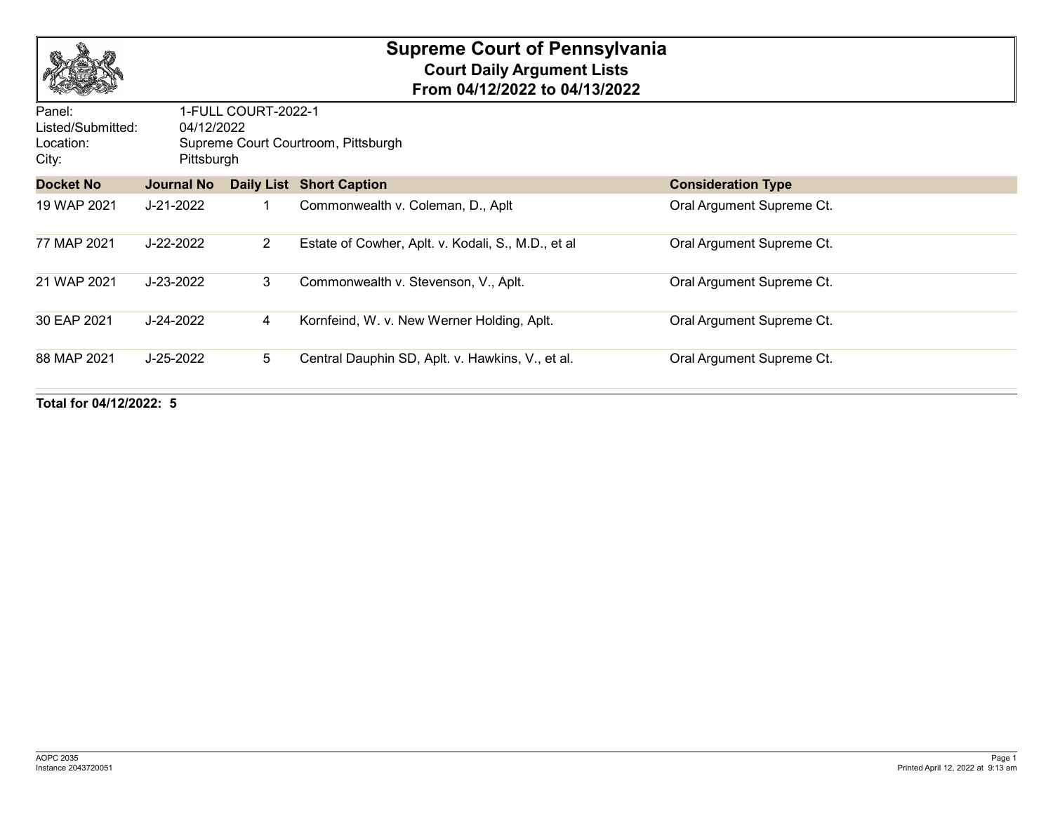# Supreme Court of Pennsylvania

## Court Daily Argument Lists

## From 04/12/2022 to 04/13/2022

Panel: 1-FULL COURT-2022-1
Listed/Submitted: 04/12/2022
Location: Supreme Court Courtroom, Pittsburgh
City: Pittsburgh

| Docket No | Journal No | Daily List | Short Caption | Consideration Type |
|---|---|---|---|---|
| 19 WAP 2021 | J-21-2022 | 1 | Commonwealth v. Coleman, D., Aplt | Oral Argument Supreme Ct. |
| 77 MAP 2021 | J-22-2022 | 2 | Estate of Cowher, Aplt. v. Kodali, S., M.D., et al | Oral Argument Supreme Ct. |
| 21 WAP 2021 | J-23-2022 | 3 | Commonwealth v. Stevenson, V., Aplt. | Oral Argument Supreme Ct. |
| 30 EAP 2021 | J-24-2022 | 4 | Kornfeind, W. v. New Werner Holding, Aplt. | Oral Argument Supreme Ct. |
| 88 MAP 2021 | J-25-2022 | 5 | Central Dauphin SD, Aplt. v. Hawkins, V., et al. | Oral Argument Supreme Ct. |

**Total for 04/12/2022: 5**

AOPC 2035
Instance 2043720051

Printed April 12, 2022 at 9:13 am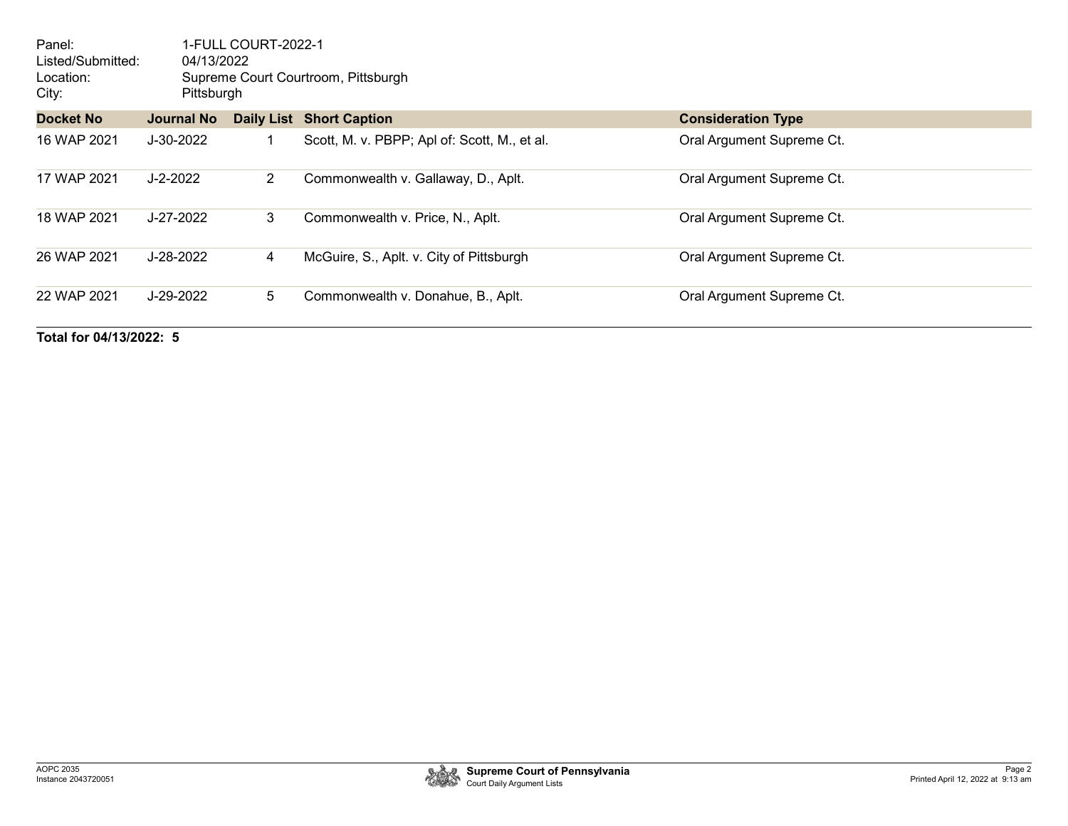Panel: 1-FULL COURT-2022-1
Listed/Submitted: 04/13/2022
Location: Supreme Court Courtroom, Pittsburgh
City: Pittsburgh

| Docket No | Journal No | Daily List | Short Caption | Consideration Type |
|---|---|---|---|---|
| 16 WAP 2021 | J-30-2022 | 1 | Scott, M. v. PBPP; Apl of: Scott, M., et al. | Oral Argument Supreme Ct. |
| 17 WAP 2021 | J-2-2022 | 2 | Commonwealth v. Gallaway, D., Aplt. | Oral Argument Supreme Ct. |
| 18 WAP 2021 | J-27-2022 | 3 | Commonwealth v. Price, N., Aplt. | Oral Argument Supreme Ct. |
| 26 WAP 2021 | J-28-2022 | 4 | McGuire, S., Aplt. v. City of Pittsburgh | Oral Argument Supreme Ct. |
| 22 WAP 2021 | J-29-2022 | 5 | Commonwealth v. Donahue, B., Aplt. | Oral Argument Supreme Ct. |

**Total for 04/13/2022: 5**